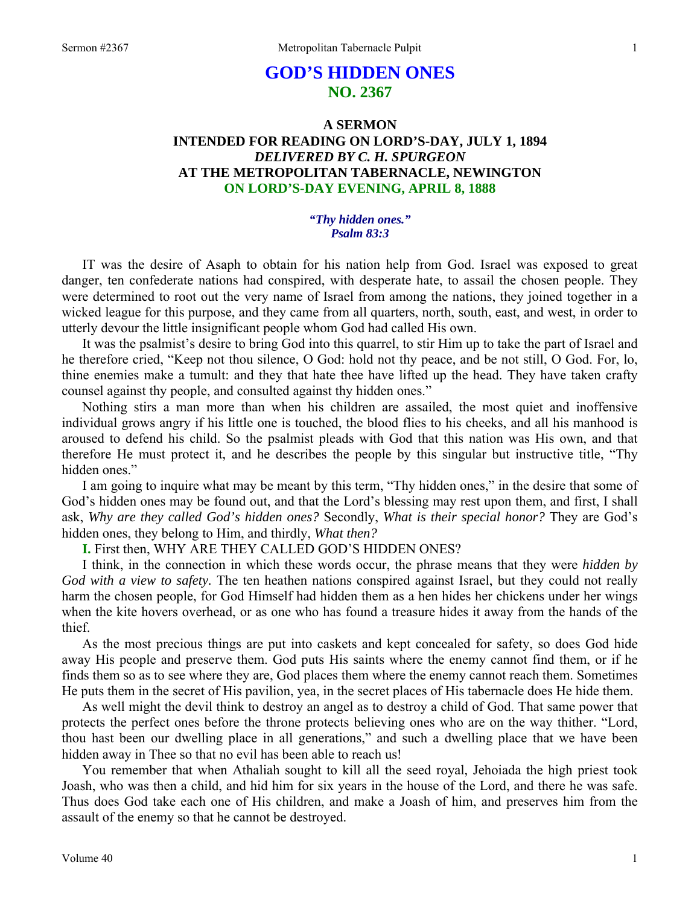# GOD'S HIDDEN ONES
## NO. 2367

### A SERMON
### INTENDED FOR READING ON LORD'S-DAY, JULY 1, 1894
### *DELIVERED BY C. H. SPURGEON*
### AT THE METROPOLITAN TABERNACLE, NEWINGTON
### ON LORD'S-DAY EVENING, APRIL 8, 1888

***"Thy hidden ones."***
***Psalm 83:3***

IT was the desire of Asaph to obtain for his nation help from God. Israel was exposed to great danger, ten confederate nations had conspired, with desperate hate, to assail the chosen people. They were determined to root out the very name of Israel from among the nations, they joined together in a wicked league for this purpose, and they came from all quarters, north, south, east, and west, in order to utterly devour the little insignificant people whom God had called His own.

It was the psalmist's desire to bring God into this quarrel, to stir Him up to take the part of Israel and he therefore cried, "Keep not thou silence, O God: hold not thy peace, and be not still, O God. For, lo, thine enemies make a tumult: and they that hate thee have lifted up the head. They have taken crafty counsel against thy people, and consulted against thy hidden ones."

Nothing stirs a man more than when his children are assailed, the most quiet and inoffensive individual grows angry if his little one is touched, the blood flies to his cheeks, and all his manhood is aroused to defend his child. So the psalmist pleads with God that this nation was His own, and that therefore He must protect it, and he describes the people by this singular but instructive title, "Thy hidden ones."

I am going to inquire what may be meant by this term, "Thy hidden ones," in the desire that some of God's hidden ones may be found out, and that the Lord's blessing may rest upon them, and first, I shall ask, *Why are they called God's hidden ones?* Secondly, *What is their special honor?* They are God's hidden ones, they belong to Him, and thirdly, *What then?*

**I.** First then, WHY ARE THEY CALLED GOD'S HIDDEN ONES?

I think, in the connection in which these words occur, the phrase means that they were *hidden by God with a view to safety.* The ten heathen nations conspired against Israel, but they could not really harm the chosen people, for God Himself had hidden them as a hen hides her chickens under her wings when the kite hovers overhead, or as one who has found a treasure hides it away from the hands of the thief.

As the most precious things are put into caskets and kept concealed for safety, so does God hide away His people and preserve them. God puts His saints where the enemy cannot find them, or if he finds them so as to see where they are, God places them where the enemy cannot reach them. Sometimes He puts them in the secret of His pavilion, yea, in the secret places of His tabernacle does He hide them.

As well might the devil think to destroy an angel as to destroy a child of God. That same power that protects the perfect ones before the throne protects believing ones who are on the way thither. "Lord, thou hast been our dwelling place in all generations," and such a dwelling place that we have been hidden away in Thee so that no evil has been able to reach us!

You remember that when Athaliah sought to kill all the seed royal, Jehoiada the high priest took Joash, who was then a child, and hid him for six years in the house of the Lord, and there he was safe. Thus does God take each one of His children, and make a Joash of him, and preserves him from the assault of the enemy so that he cannot be destroyed.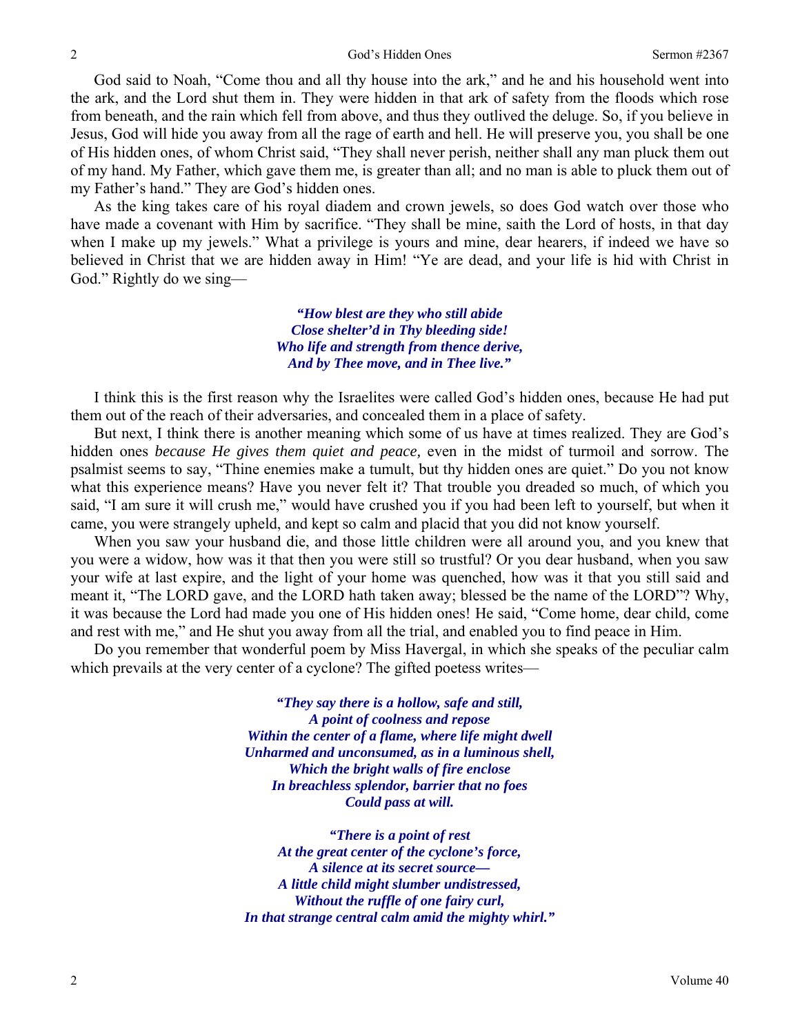God said to Noah, "Come thou and all thy house into the ark," and he and his household went into the ark, and the Lord shut them in. They were hidden in that ark of safety from the floods which rose from beneath, and the rain which fell from above, and thus they outlived the deluge. So, if you believe in Jesus, God will hide you away from all the rage of earth and hell. He will preserve you, you shall be one of His hidden ones, of whom Christ said, "They shall never perish, neither shall any man pluck them out of my hand. My Father, which gave them me, is greater than all; and no man is able to pluck them out of my Father's hand." They are God's hidden ones.

As the king takes care of his royal diadem and crown jewels, so does God watch over those who have made a covenant with Him by sacrifice. "They shall be mine, saith the Lord of hosts, in that day when I make up my jewels." What a privilege is yours and mine, dear hearers, if indeed we have so believed in Christ that we are hidden away in Him! "Ye are dead, and your life is hid with Christ in God." Rightly do we sing—

> ***"How blest are they who still abide***
> ***Close shelter'd in Thy bleeding side!***
> ***Who life and strength from thence derive,***
> ***And by Thee move, and in Thee live."***

I think this is the first reason why the Israelites were called God's hidden ones, because He had put them out of the reach of their adversaries, and concealed them in a place of safety.

But next, I think there is another meaning which some of us have at times realized. They are God's hidden ones *because He gives them quiet and peace,* even in the midst of turmoil and sorrow. The psalmist seems to say, "Thine enemies make a tumult, but thy hidden ones are quiet." Do you not know what this experience means? Have you never felt it? That trouble you dreaded so much, of which you said, "I am sure it will crush me," would have crushed you if you had been left to yourself, but when it came, you were strangely upheld, and kept so calm and placid that you did not know yourself.

When you saw your husband die, and those little children were all around you, and you knew that you were a widow, how was it that then you were still so trustful? Or you dear husband, when you saw your wife at last expire, and the light of your home was quenched, how was it that you still said and meant it, "The LORD gave, and the LORD hath taken away; blessed be the name of the LORD"? Why, it was because the Lord had made you one of His hidden ones! He said, "Come home, dear child, come and rest with me," and He shut you away from all the trial, and enabled you to find peace in Him.

Do you remember that wonderful poem by Miss Havergal, in which she speaks of the peculiar calm which prevails at the very center of a cyclone? The gifted poetess writes—

> ***"They say there is a hollow, safe and still,***
> ***A point of coolness and repose***
> ***Within the center of a flame, where life might dwell***
> ***Unharmed and unconsumed, as in a luminous shell,***
> ***Which the bright walls of fire enclose***
> ***In breachless splendor, barrier that no foes***
> ***Could pass at will.***
>
> ***"There is a point of rest***
> ***At the great center of the cyclone's force,***
> ***A silence at its secret source—***
> ***A little child might slumber undistressed,***
> ***Without the ruffle of one fairy curl,***
> ***In that strange central calm amid the mighty whirl."***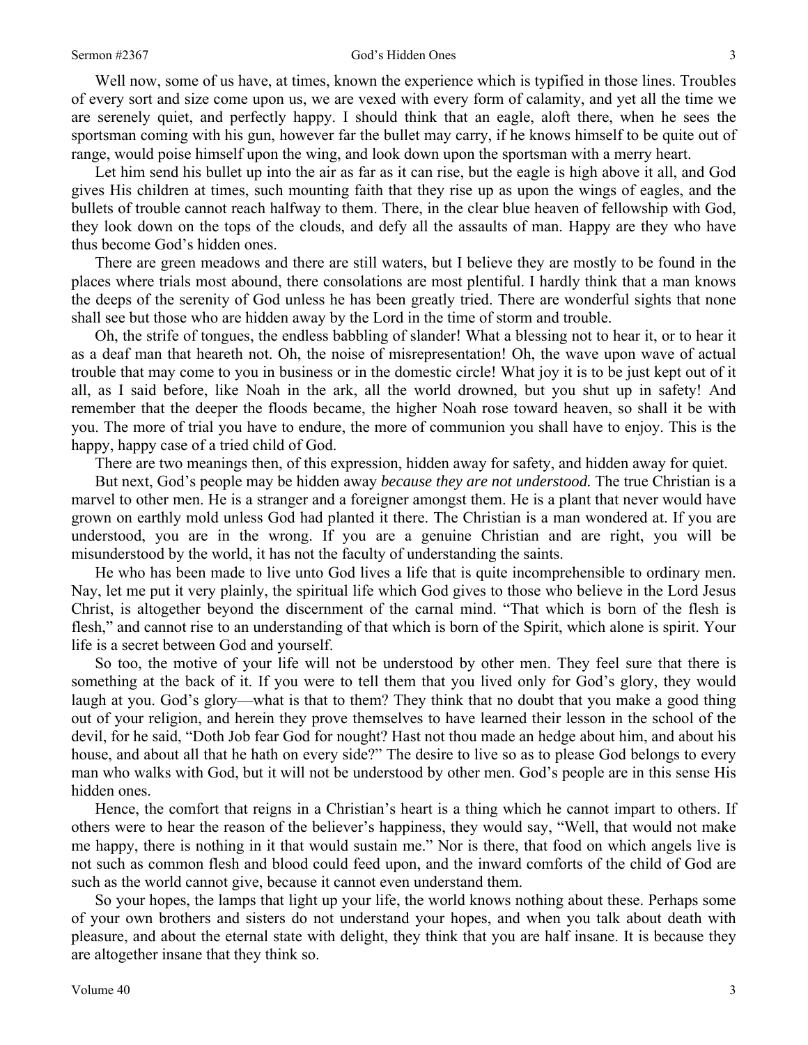Well now, some of us have, at times, known the experience which is typified in those lines. Troubles of every sort and size come upon us, we are vexed with every form of calamity, and yet all the time we are serenely quiet, and perfectly happy. I should think that an eagle, aloft there, when he sees the sportsman coming with his gun, however far the bullet may carry, if he knows himself to be quite out of range, would poise himself upon the wing, and look down upon the sportsman with a merry heart.

Let him send his bullet up into the air as far as it can rise, but the eagle is high above it all, and God gives His children at times, such mounting faith that they rise up as upon the wings of eagles, and the bullets of trouble cannot reach halfway to them. There, in the clear blue heaven of fellowship with God, they look down on the tops of the clouds, and defy all the assaults of man. Happy are they who have thus become God's hidden ones.

There are green meadows and there are still waters, but I believe they are mostly to be found in the places where trials most abound, there consolations are most plentiful. I hardly think that a man knows the deeps of the serenity of God unless he has been greatly tried. There are wonderful sights that none shall see but those who are hidden away by the Lord in the time of storm and trouble.

Oh, the strife of tongues, the endless babbling of slander! What a blessing not to hear it, or to hear it as a deaf man that heareth not. Oh, the noise of misrepresentation! Oh, the wave upon wave of actual trouble that may come to you in business or in the domestic circle! What joy it is to be just kept out of it all, as I said before, like Noah in the ark, all the world drowned, but you shut up in safety! And remember that the deeper the floods became, the higher Noah rose toward heaven, so shall it be with you. The more of trial you have to endure, the more of communion you shall have to enjoy. This is the happy, happy case of a tried child of God.

There are two meanings then, of this expression, hidden away for safety, and hidden away for quiet.

But next, God's people may be hidden away *because they are not understood.* The true Christian is a marvel to other men. He is a stranger and a foreigner amongst them. He is a plant that never would have grown on earthly mold unless God had planted it there. The Christian is a man wondered at. If you are understood, you are in the wrong. If you are a genuine Christian and are right, you will be misunderstood by the world, it has not the faculty of understanding the saints.

He who has been made to live unto God lives a life that is quite incomprehensible to ordinary men. Nay, let me put it very plainly, the spiritual life which God gives to those who believe in the Lord Jesus Christ, is altogether beyond the discernment of the carnal mind. "That which is born of the flesh is flesh," and cannot rise to an understanding of that which is born of the Spirit, which alone is spirit. Your life is a secret between God and yourself.

So too, the motive of your life will not be understood by other men. They feel sure that there is something at the back of it. If you were to tell them that you lived only for God's glory, they would laugh at you. God's glory—what is that to them? They think that no doubt that you make a good thing out of your religion, and herein they prove themselves to have learned their lesson in the school of the devil, for he said, "Doth Job fear God for nought? Hast not thou made an hedge about him, and about his house, and about all that he hath on every side?" The desire to live so as to please God belongs to every man who walks with God, but it will not be understood by other men. God's people are in this sense His hidden ones.

Hence, the comfort that reigns in a Christian's heart is a thing which he cannot impart to others. If others were to hear the reason of the believer's happiness, they would say, "Well, that would not make me happy, there is nothing in it that would sustain me." Nor is there, that food on which angels live is not such as common flesh and blood could feed upon, and the inward comforts of the child of God are such as the world cannot give, because it cannot even understand them.

So your hopes, the lamps that light up your life, the world knows nothing about these. Perhaps some of your own brothers and sisters do not understand your hopes, and when you talk about death with pleasure, and about the eternal state with delight, they think that you are half insane. It is because they are altogether insane that they think so.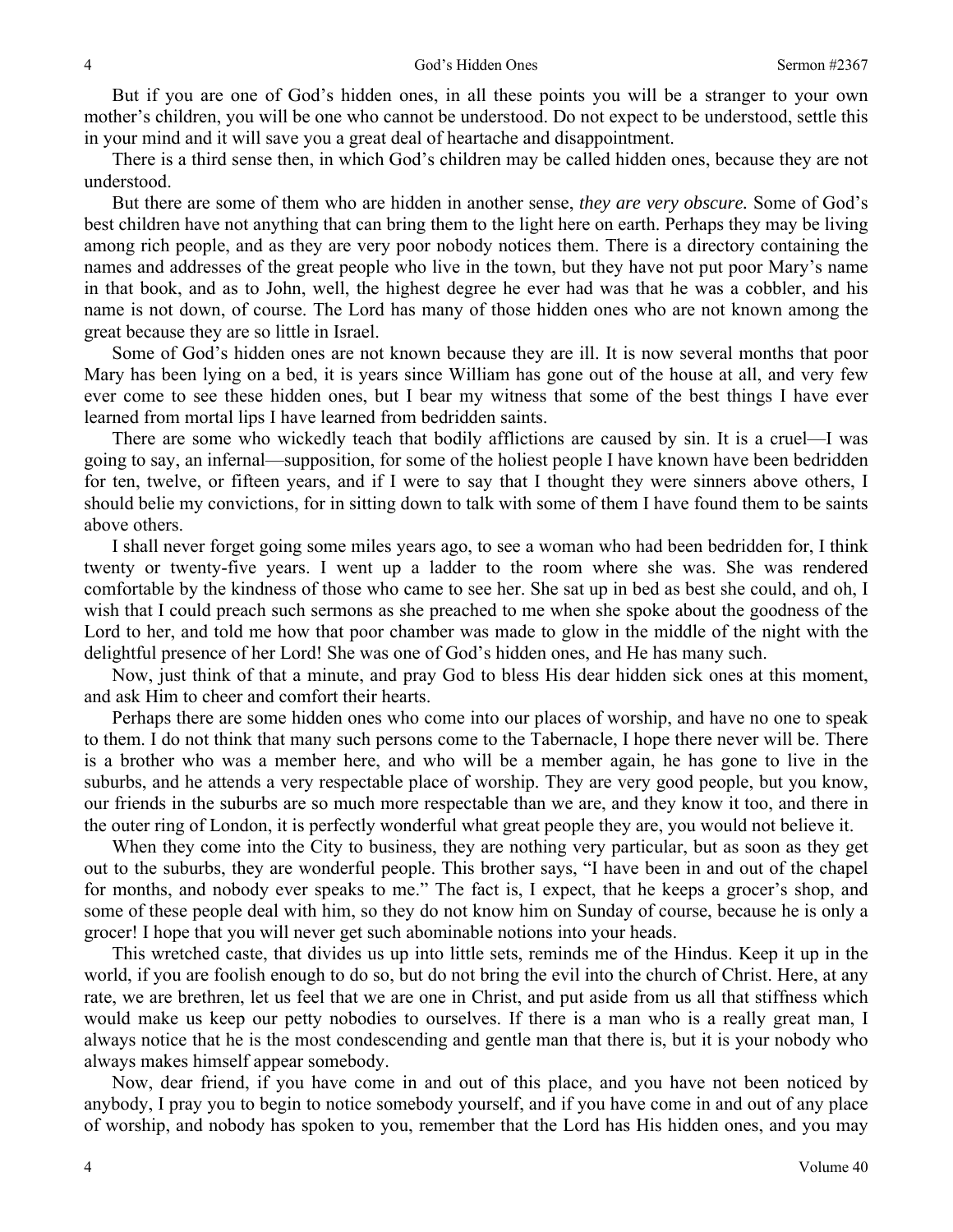But if you are one of God's hidden ones, in all these points you will be a stranger to your own mother's children, you will be one who cannot be understood. Do not expect to be understood, settle this in your mind and it will save you a great deal of heartache and disappointment.

There is a third sense then, in which God's children may be called hidden ones, because they are not understood.

But there are some of them who are hidden in another sense, *they are very obscure.* Some of God's best children have not anything that can bring them to the light here on earth. Perhaps they may be living among rich people, and as they are very poor nobody notices them. There is a directory containing the names and addresses of the great people who live in the town, but they have not put poor Mary's name in that book, and as to John, well, the highest degree he ever had was that he was a cobbler, and his name is not down, of course. The Lord has many of those hidden ones who are not known among the great because they are so little in Israel.

Some of God's hidden ones are not known because they are ill. It is now several months that poor Mary has been lying on a bed, it is years since William has gone out of the house at all, and very few ever come to see these hidden ones, but I bear my witness that some of the best things I have ever learned from mortal lips I have learned from bedridden saints.

There are some who wickedly teach that bodily afflictions are caused by sin. It is a cruel—I was going to say, an infernal—supposition, for some of the holiest people I have known have been bedridden for ten, twelve, or fifteen years, and if I were to say that I thought they were sinners above others, I should belie my convictions, for in sitting down to talk with some of them I have found them to be saints above others.

I shall never forget going some miles years ago, to see a woman who had been bedridden for, I think twenty or twenty-five years. I went up a ladder to the room where she was. She was rendered comfortable by the kindness of those who came to see her. She sat up in bed as best she could, and oh, I wish that I could preach such sermons as she preached to me when she spoke about the goodness of the Lord to her, and told me how that poor chamber was made to glow in the middle of the night with the delightful presence of her Lord! She was one of God's hidden ones, and He has many such.

Now, just think of that a minute, and pray God to bless His dear hidden sick ones at this moment, and ask Him to cheer and comfort their hearts.

Perhaps there are some hidden ones who come into our places of worship, and have no one to speak to them. I do not think that many such persons come to the Tabernacle, I hope there never will be. There is a brother who was a member here, and who will be a member again, he has gone to live in the suburbs, and he attends a very respectable place of worship. They are very good people, but you know, our friends in the suburbs are so much more respectable than we are, and they know it too, and there in the outer ring of London, it is perfectly wonderful what great people they are, you would not believe it.

When they come into the City to business, they are nothing very particular, but as soon as they get out to the suburbs, they are wonderful people. This brother says, "I have been in and out of the chapel for months, and nobody ever speaks to me." The fact is, I expect, that he keeps a grocer's shop, and some of these people deal with him, so they do not know him on Sunday of course, because he is only a grocer! I hope that you will never get such abominable notions into your heads.

This wretched caste, that divides us up into little sets, reminds me of the Hindus. Keep it up in the world, if you are foolish enough to do so, but do not bring the evil into the church of Christ. Here, at any rate, we are brethren, let us feel that we are one in Christ, and put aside from us all that stiffness which would make us keep our petty nobodies to ourselves. If there is a man who is a really great man, I always notice that he is the most condescending and gentle man that there is, but it is your nobody who always makes himself appear somebody.

Now, dear friend, if you have come in and out of this place, and you have not been noticed by anybody, I pray you to begin to notice somebody yourself, and if you have come in and out of any place of worship, and nobody has spoken to you, remember that the Lord has His hidden ones, and you may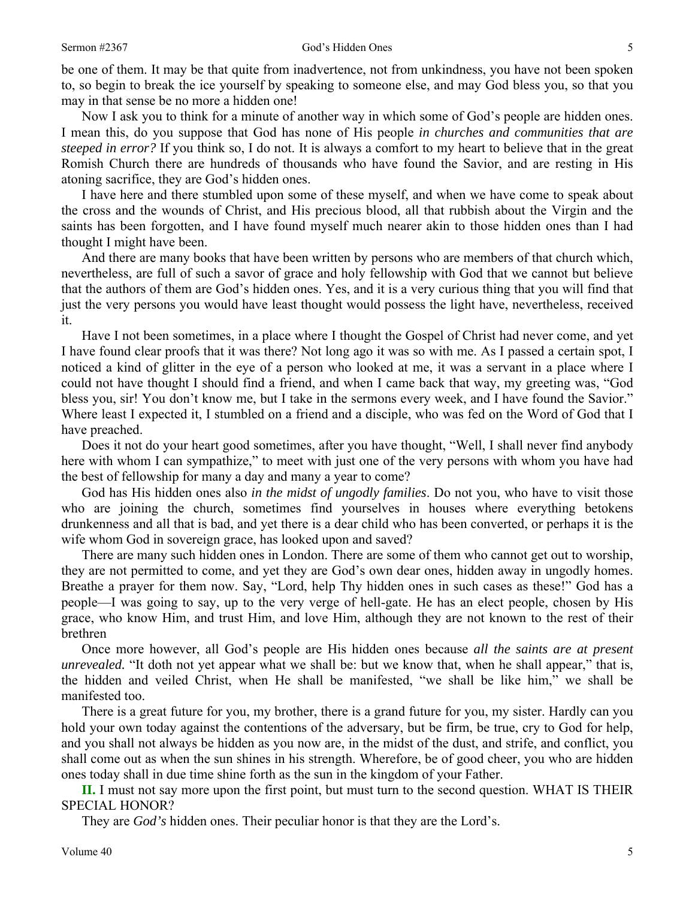be one of them. It may be that quite from inadvertence, not from unkindness, you have not been spoken to, so begin to break the ice yourself by speaking to someone else, and may God bless you, so that you may in that sense be no more a hidden one!

Now I ask you to think for a minute of another way in which some of God's people are hidden ones. I mean this, do you suppose that God has none of His people *in churches and communities that are steeped in error?* If you think so, I do not. It is always a comfort to my heart to believe that in the great Romish Church there are hundreds of thousands who have found the Savior, and are resting in His atoning sacrifice, they are God's hidden ones.

I have here and there stumbled upon some of these myself, and when we have come to speak about the cross and the wounds of Christ, and His precious blood, all that rubbish about the Virgin and the saints has been forgotten, and I have found myself much nearer akin to those hidden ones than I had thought I might have been.

And there are many books that have been written by persons who are members of that church which, nevertheless, are full of such a savor of grace and holy fellowship with God that we cannot but believe that the authors of them are God's hidden ones. Yes, and it is a very curious thing that you will find that just the very persons you would have least thought would possess the light have, nevertheless, received it.

Have I not been sometimes, in a place where I thought the Gospel of Christ had never come, and yet I have found clear proofs that it was there? Not long ago it was so with me. As I passed a certain spot, I noticed a kind of glitter in the eye of a person who looked at me, it was a servant in a place where I could not have thought I should find a friend, and when I came back that way, my greeting was, "God bless you, sir! You don't know me, but I take in the sermons every week, and I have found the Savior." Where least I expected it, I stumbled on a friend and a disciple, who was fed on the Word of God that I have preached.

Does it not do your heart good sometimes, after you have thought, "Well, I shall never find anybody here with whom I can sympathize," to meet with just one of the very persons with whom you have had the best of fellowship for many a day and many a year to come?

God has His hidden ones also *in the midst of ungodly families*. Do not you, who have to visit those who are joining the church, sometimes find yourselves in houses where everything betokens drunkenness and all that is bad, and yet there is a dear child who has been converted, or perhaps it is the wife whom God in sovereign grace, has looked upon and saved?

There are many such hidden ones in London. There are some of them who cannot get out to worship, they are not permitted to come, and yet they are God's own dear ones, hidden away in ungodly homes. Breathe a prayer for them now. Say, "Lord, help Thy hidden ones in such cases as these!" God has a people—I was going to say, up to the very verge of hell-gate. He has an elect people, chosen by His grace, who know Him, and trust Him, and love Him, although they are not known to the rest of their brethren

Once more however, all God's people are His hidden ones because *all the saints are at present unrevealed.* "It doth not yet appear what we shall be: but we know that, when he shall appear," that is, the hidden and veiled Christ, when He shall be manifested, "we shall be like him," we shall be manifested too.

There is a great future for you, my brother, there is a grand future for you, my sister. Hardly can you hold your own today against the contentions of the adversary, but be firm, be true, cry to God for help, and you shall not always be hidden as you now are, in the midst of the dust, and strife, and conflict, you shall come out as when the sun shines in his strength. Wherefore, be of good cheer, you who are hidden ones today shall in due time shine forth as the sun in the kingdom of your Father.

**II.** I must not say more upon the first point, but must turn to the second question. WHAT IS THEIR SPECIAL HONOR?

They are *God's* hidden ones. Their peculiar honor is that they are the Lord's.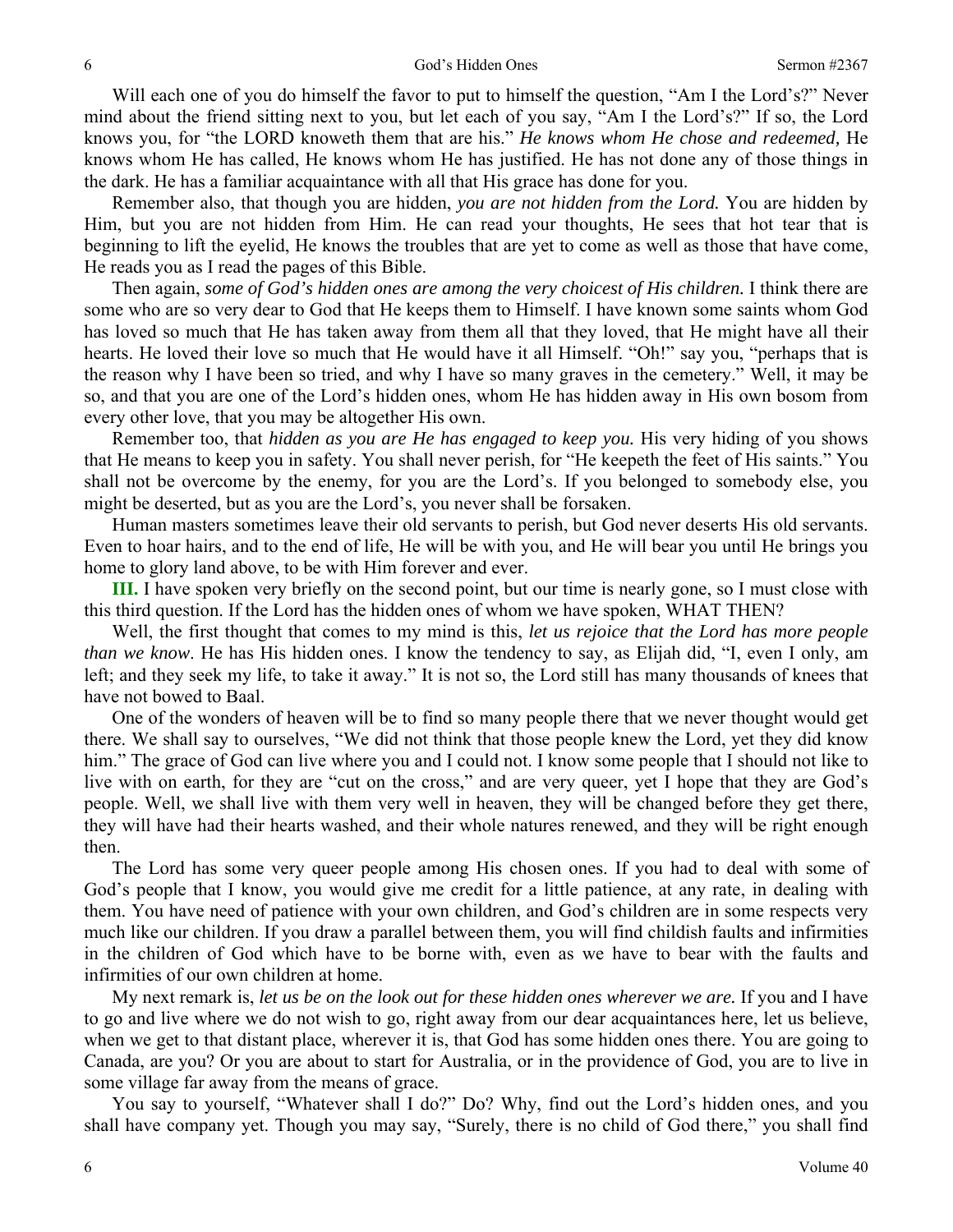Will each one of you do himself the favor to put to himself the question, "Am I the Lord's?" Never mind about the friend sitting next to you, but let each of you say, "Am I the Lord's?" If so, the Lord knows you, for "the LORD knoweth them that are his." *He knows whom He chose and redeemed,* He knows whom He has called, He knows whom He has justified. He has not done any of those things in the dark. He has a familiar acquaintance with all that His grace has done for you.

Remember also, that though you are hidden, *you are not hidden from the Lord.* You are hidden by Him, but you are not hidden from Him. He can read your thoughts, He sees that hot tear that is beginning to lift the eyelid, He knows the troubles that are yet to come as well as those that have come, He reads you as I read the pages of this Bible.

Then again, *some of God's hidden ones are among the very choicest of His children.* I think there are some who are so very dear to God that He keeps them to Himself. I have known some saints whom God has loved so much that He has taken away from them all that they loved, that He might have all their hearts. He loved their love so much that He would have it all Himself. "Oh!" say you, "perhaps that is the reason why I have been so tried, and why I have so many graves in the cemetery." Well, it may be so, and that you are one of the Lord's hidden ones, whom He has hidden away in His own bosom from every other love, that you may be altogether His own.

Remember too, that *hidden as you are He has engaged to keep you.* His very hiding of you shows that He means to keep you in safety. You shall never perish, for "He keepeth the feet of His saints." You shall not be overcome by the enemy, for you are the Lord's. If you belonged to somebody else, you might be deserted, but as you are the Lord's, you never shall be forsaken.

Human masters sometimes leave their old servants to perish, but God never deserts His old servants. Even to hoar hairs, and to the end of life, He will be with you, and He will bear you until He brings you home to glory land above, to be with Him forever and ever.

**III.** I have spoken very briefly on the second point, but our time is nearly gone, so I must close with this third question. If the Lord has the hidden ones of whom we have spoken, WHAT THEN?

Well, the first thought that comes to my mind is this, *let us rejoice that the Lord has more people than we know*. He has His hidden ones. I know the tendency to say, as Elijah did, "I, even I only, am left; and they seek my life, to take it away." It is not so, the Lord still has many thousands of knees that have not bowed to Baal.

One of the wonders of heaven will be to find so many people there that we never thought would get there. We shall say to ourselves, "We did not think that those people knew the Lord, yet they did know him." The grace of God can live where you and I could not. I know some people that I should not like to live with on earth, for they are "cut on the cross," and are very queer, yet I hope that they are God's people. Well, we shall live with them very well in heaven, they will be changed before they get there, they will have had their hearts washed, and their whole natures renewed, and they will be right enough then.

The Lord has some very queer people among His chosen ones. If you had to deal with some of God's people that I know, you would give me credit for a little patience, at any rate, in dealing with them. You have need of patience with your own children, and God's children are in some respects very much like our children. If you draw a parallel between them, you will find childish faults and infirmities in the children of God which have to be borne with, even as we have to bear with the faults and infirmities of our own children at home.

My next remark is, *let us be on the look out for these hidden ones wherever we are.* If you and I have to go and live where we do not wish to go, right away from our dear acquaintances here, let us believe, when we get to that distant place, wherever it is, that God has some hidden ones there. You are going to Canada, are you? Or you are about to start for Australia, or in the providence of God, you are to live in some village far away from the means of grace.

You say to yourself, "Whatever shall I do?" Do? Why, find out the Lord's hidden ones, and you shall have company yet. Though you may say, "Surely, there is no child of God there," you shall find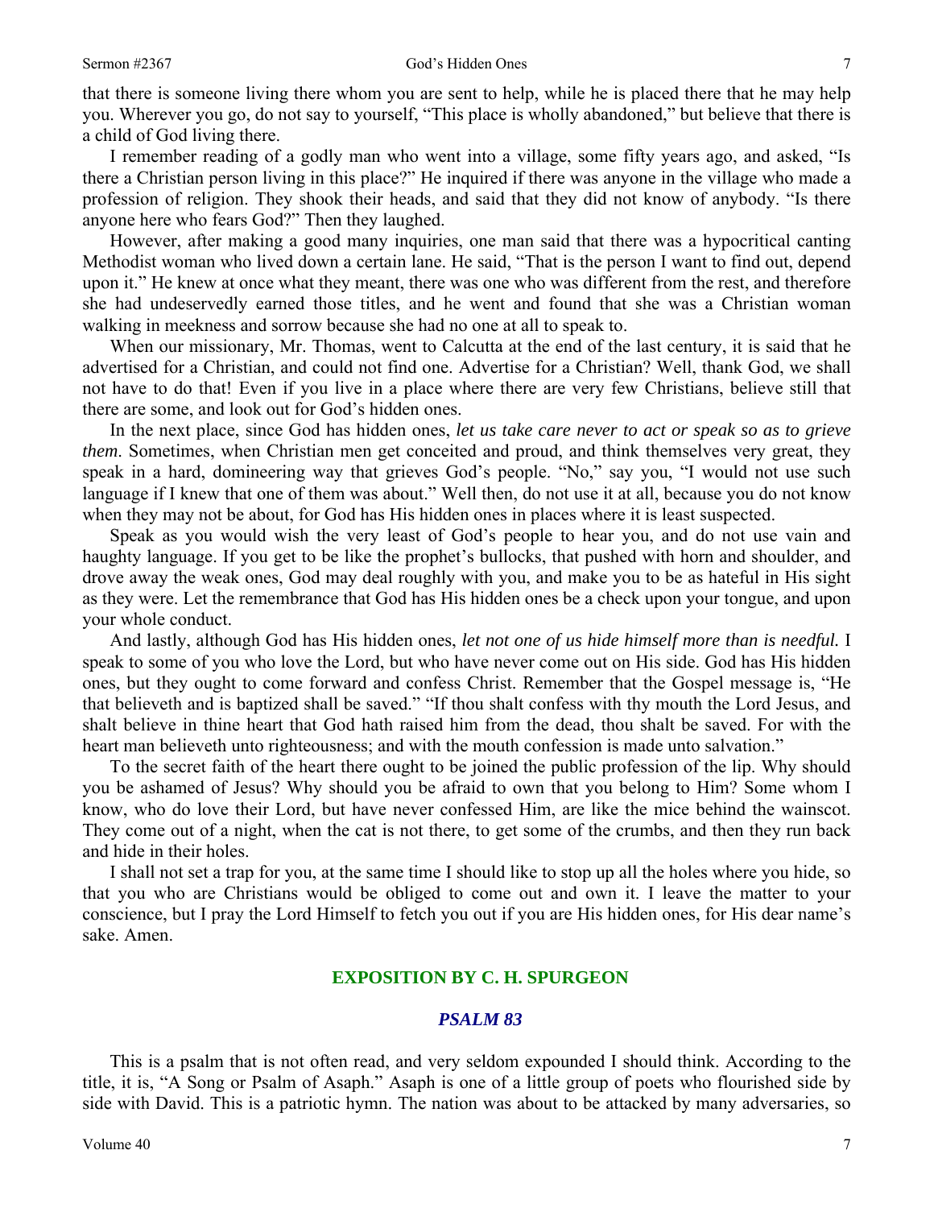that there is someone living there whom you are sent to help, while he is placed there that he may help you. Wherever you go, do not say to yourself, "This place is wholly abandoned," but believe that there is a child of God living there.

I remember reading of a godly man who went into a village, some fifty years ago, and asked, "Is there a Christian person living in this place?" He inquired if there was anyone in the village who made a profession of religion. They shook their heads, and said that they did not know of anybody. "Is there anyone here who fears God?" Then they laughed.

However, after making a good many inquiries, one man said that there was a hypocritical canting Methodist woman who lived down a certain lane. He said, "That is the person I want to find out, depend upon it." He knew at once what they meant, there was one who was different from the rest, and therefore she had undeservedly earned those titles, and he went and found that she was a Christian woman walking in meekness and sorrow because she had no one at all to speak to.

When our missionary, Mr. Thomas, went to Calcutta at the end of the last century, it is said that he advertised for a Christian, and could not find one. Advertise for a Christian? Well, thank God, we shall not have to do that! Even if you live in a place where there are very few Christians, believe still that there are some, and look out for God's hidden ones.

In the next place, since God has hidden ones, *let us take care never to act or speak so as to grieve them*. Sometimes, when Christian men get conceited and proud, and think themselves very great, they speak in a hard, domineering way that grieves God's people. "No," say you, "I would not use such language if I knew that one of them was about." Well then, do not use it at all, because you do not know when they may not be about, for God has His hidden ones in places where it is least suspected.

Speak as you would wish the very least of God's people to hear you, and do not use vain and haughty language. If you get to be like the prophet's bullocks, that pushed with horn and shoulder, and drove away the weak ones, God may deal roughly with you, and make you to be as hateful in His sight as they were. Let the remembrance that God has His hidden ones be a check upon your tongue, and upon your whole conduct.

And lastly, although God has His hidden ones, *let not one of us hide himself more than is needful.* I speak to some of you who love the Lord, but who have never come out on His side. God has His hidden ones, but they ought to come forward and confess Christ. Remember that the Gospel message is, "He that believeth and is baptized shall be saved." "If thou shalt confess with thy mouth the Lord Jesus, and shalt believe in thine heart that God hath raised him from the dead, thou shalt be saved. For with the heart man believeth unto righteousness; and with the mouth confession is made unto salvation."

To the secret faith of the heart there ought to be joined the public profession of the lip. Why should you be ashamed of Jesus? Why should you be afraid to own that you belong to Him? Some whom I know, who do love their Lord, but have never confessed Him, are like the mice behind the wainscot. They come out of a night, when the cat is not there, to get some of the crumbs, and then they run back and hide in their holes.

I shall not set a trap for you, at the same time I should like to stop up all the holes where you hide, so that you who are Christians would be obliged to come out and own it. I leave the matter to your conscience, but I pray the Lord Himself to fetch you out if you are His hidden ones, for His dear name's sake. Amen.

## EXPOSITION BY C. H. SPURGEON

### *PSALM 83*

This is a psalm that is not often read, and very seldom expounded I should think. According to the title, it is, "A Song or Psalm of Asaph." Asaph is one of a little group of poets who flourished side by side with David. This is a patriotic hymn. The nation was about to be attacked by many adversaries, so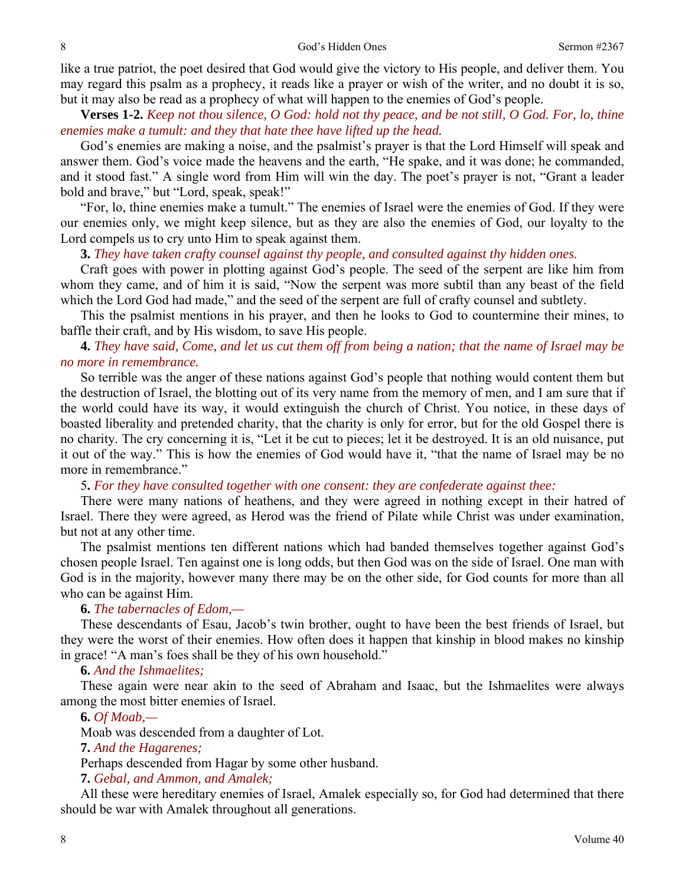like a true patriot, the poet desired that God would give the victory to His people, and deliver them. You may regard this psalm as a prophecy, it reads like a prayer or wish of the writer, and no doubt it is so, but it may also be read as a prophecy of what will happen to the enemies of God's people.

**Verses 1-2.** *Keep not thou silence, O God: hold not thy peace, and be not still, O God. For, lo, thine enemies make a tumult: and they that hate thee have lifted up the head.*

God's enemies are making a noise, and the psalmist's prayer is that the Lord Himself will speak and answer them. God's voice made the heavens and the earth, "He spake, and it was done; he commanded, and it stood fast." A single word from Him will win the day. The poet's prayer is not, "Grant a leader bold and brave," but "Lord, speak, speak!"

"For, lo, thine enemies make a tumult." The enemies of Israel were the enemies of God. If they were our enemies only, we might keep silence, but as they are also the enemies of God, our loyalty to the Lord compels us to cry unto Him to speak against them.

**3.** *They have taken crafty counsel against thy people, and consulted against thy hidden ones.*

Craft goes with power in plotting against God's people. The seed of the serpent are like him from whom they came, and of him it is said, "Now the serpent was more subtil than any beast of the field which the Lord God had made," and the seed of the serpent are full of crafty counsel and subtlety.

This the psalmist mentions in his prayer, and then he looks to God to countermine their mines, to baffle their craft, and by His wisdom, to save His people.

**4.** *They have said, Come, and let us cut them off from being a nation; that the name of Israel may be no more in remembrance.*

So terrible was the anger of these nations against God's people that nothing would content them but the destruction of Israel, the blotting out of its very name from the memory of men, and I am sure that if the world could have its way, it would extinguish the church of Christ. You notice, in these days of boasted liberality and pretended charity, that the charity is only for error, but for the old Gospel there is no charity. The cry concerning it is, "Let it be cut to pieces; let it be destroyed. It is an old nuisance, put it out of the way." This is how the enemies of God would have it, "that the name of Israel may be no more in remembrance."

**5.** *For they have consulted together with one consent: they are confederate against thee:*

There were many nations of heathens, and they were agreed in nothing except in their hatred of Israel. There they were agreed, as Herod was the friend of Pilate while Christ was under examination, but not at any other time.

The psalmist mentions ten different nations which had banded themselves together against God's chosen people Israel. Ten against one is long odds, but then God was on the side of Israel. One man with God is in the majority, however many there may be on the other side, for God counts for more than all who can be against Him.

**6.** *The tabernacles of Edom,—*

These descendants of Esau, Jacob's twin brother, ought to have been the best friends of Israel, but they were the worst of their enemies. How often does it happen that kinship in blood makes no kinship in grace! "A man's foes shall be they of his own household."

**6.** *And the Ishmaelites;*

These again were near akin to the seed of Abraham and Isaac, but the Ishmaelites were always among the most bitter enemies of Israel.

**6.** *Of Moab,—*

Moab was descended from a daughter of Lot.

**7.** *And the Hagarenes;*

Perhaps descended from Hagar by some other husband.

**7.** *Gebal, and Ammon, and Amalek;*

All these were hereditary enemies of Israel, Amalek especially so, for God had determined that there should be war with Amalek throughout all generations.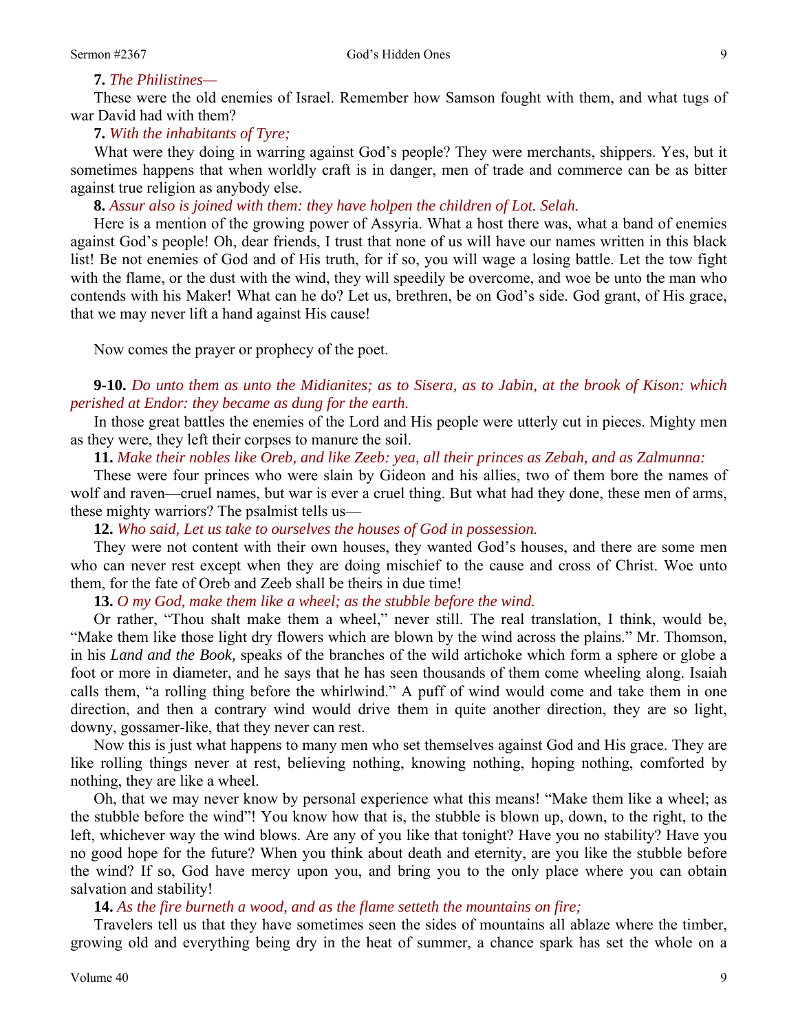**7.** *The Philistines—*

These were the old enemies of Israel. Remember how Samson fought with them, and what tugs of war David had with them?

**7.** *With the inhabitants of Tyre;*

What were they doing in warring against God's people? They were merchants, shippers. Yes, but it sometimes happens that when worldly craft is in danger, men of trade and commerce can be as bitter against true religion as anybody else.

**8.** *Assur also is joined with them: they have holpen the children of Lot. Selah.*

Here is a mention of the growing power of Assyria. What a host there was, what a band of enemies against God's people! Oh, dear friends, I trust that none of us will have our names written in this black list! Be not enemies of God and of His truth, for if so, you will wage a losing battle. Let the tow fight with the flame, or the dust with the wind, they will speedily be overcome, and woe be unto the man who contends with his Maker! What can he do? Let us, brethren, be on God's side. God grant, of His grace, that we may never lift a hand against His cause!

Now comes the prayer or prophecy of the poet.

**9-10.** *Do unto them as unto the Midianites; as to Sisera, as to Jabin, at the brook of Kison: which perished at Endor: they became as dung for the earth.*

In those great battles the enemies of the Lord and His people were utterly cut in pieces. Mighty men as they were, they left their corpses to manure the soil.

**11.** *Make their nobles like Oreb, and like Zeeb: yea, all their princes as Zebah, and as Zalmunna:*

These were four princes who were slain by Gideon and his allies, two of them bore the names of wolf and raven—cruel names, but war is ever a cruel thing. But what had they done, these men of arms, these mighty warriors? The psalmist tells us—

**12.** *Who said, Let us take to ourselves the houses of God in possession.*

They were not content with their own houses, they wanted God's houses, and there are some men who can never rest except when they are doing mischief to the cause and cross of Christ. Woe unto them, for the fate of Oreb and Zeeb shall be theirs in due time!

**13.** *O my God, make them like a wheel; as the stubble before the wind.*

Or rather, "Thou shalt make them a wheel," never still. The real translation, I think, would be, "Make them like those light dry flowers which are blown by the wind across the plains." Mr. Thomson, in his *Land and the Book,* speaks of the branches of the wild artichoke which form a sphere or globe a foot or more in diameter, and he says that he has seen thousands of them come wheeling along. Isaiah calls them, "a rolling thing before the whirlwind." A puff of wind would come and take them in one direction, and then a contrary wind would drive them in quite another direction, they are so light, downy, gossamer-like, that they never can rest.

Now this is just what happens to many men who set themselves against God and His grace. They are like rolling things never at rest, believing nothing, knowing nothing, hoping nothing, comforted by nothing, they are like a wheel.

Oh, that we may never know by personal experience what this means! "Make them like a wheel; as the stubble before the wind"! You know how that is, the stubble is blown up, down, to the right, to the left, whichever way the wind blows. Are any of you like that tonight? Have you no stability? Have you no good hope for the future? When you think about death and eternity, are you like the stubble before the wind? If so, God have mercy upon you, and bring you to the only place where you can obtain salvation and stability!

**14.** *As the fire burneth a wood, and as the flame setteth the mountains on fire;*

Travelers tell us that they have sometimes seen the sides of mountains all ablaze where the timber, growing old and everything being dry in the heat of summer, a chance spark has set the whole on a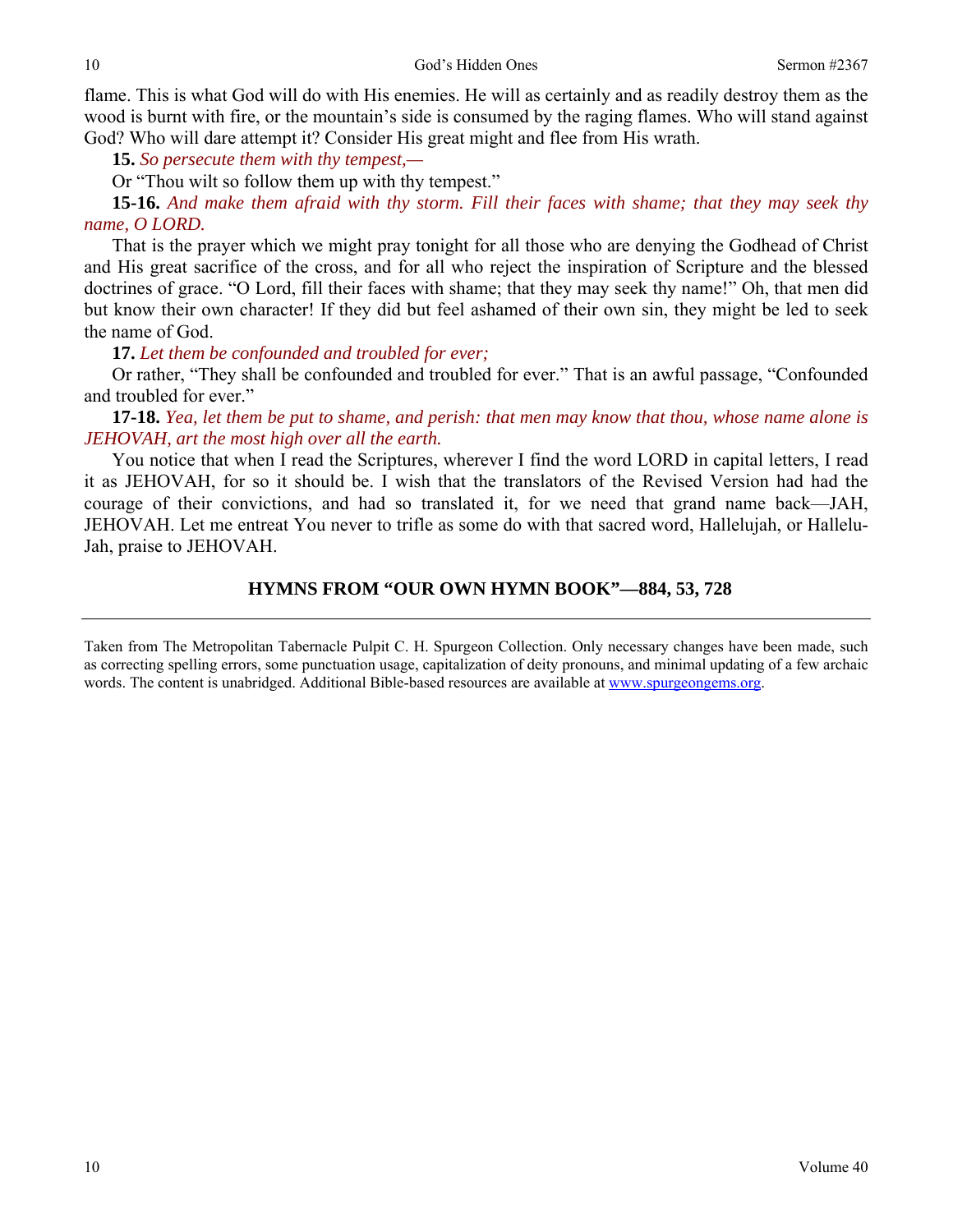flame. This is what God will do with His enemies. He will as certainly and as readily destroy them as the wood is burnt with fire, or the mountain's side is consumed by the raging flames. Who will stand against God? Who will dare attempt it? Consider His great might and flee from His wrath.

**15.** *So persecute them with thy tempest,—*

Or "Thou wilt so follow them up with thy tempest."

**15-16.** *And make them afraid with thy storm. Fill their faces with shame; that they may seek thy name, O LORD.*

That is the prayer which we might pray tonight for all those who are denying the Godhead of Christ and His great sacrifice of the cross, and for all who reject the inspiration of Scripture and the blessed doctrines of grace. "O Lord, fill their faces with shame; that they may seek thy name!" Oh, that men did but know their own character! If they did but feel ashamed of their own sin, they might be led to seek the name of God.

**17.** *Let them be confounded and troubled for ever;*

Or rather, "They shall be confounded and troubled for ever." That is an awful passage, "Confounded and troubled for ever."

**17-18.** *Yea, let them be put to shame, and perish: that men may know that thou, whose name alone is JEHOVAH, art the most high over all the earth.*

You notice that when I read the Scriptures, wherever I find the word LORD in capital letters, I read it as JEHOVAH, for so it should be. I wish that the translators of the Revised Version had had the courage of their convictions, and had so translated it, for we need that grand name back—JAH, JEHOVAH. Let me entreat You never to trifle as some do with that sacred word, Hallelujah, or Hallelu-Jah, praise to JEHOVAH.

## HYMNS FROM "OUR OWN HYMN BOOK"—884, 53, 728

---

Taken from The Metropolitan Tabernacle Pulpit C. H. Spurgeon Collection. Only necessary changes have been made, such as correcting spelling errors, some punctuation usage, capitalization of deity pronouns, and minimal updating of a few archaic words. The content is unabridged. Additional Bible-based resources are available at www.spurgeongems.org.